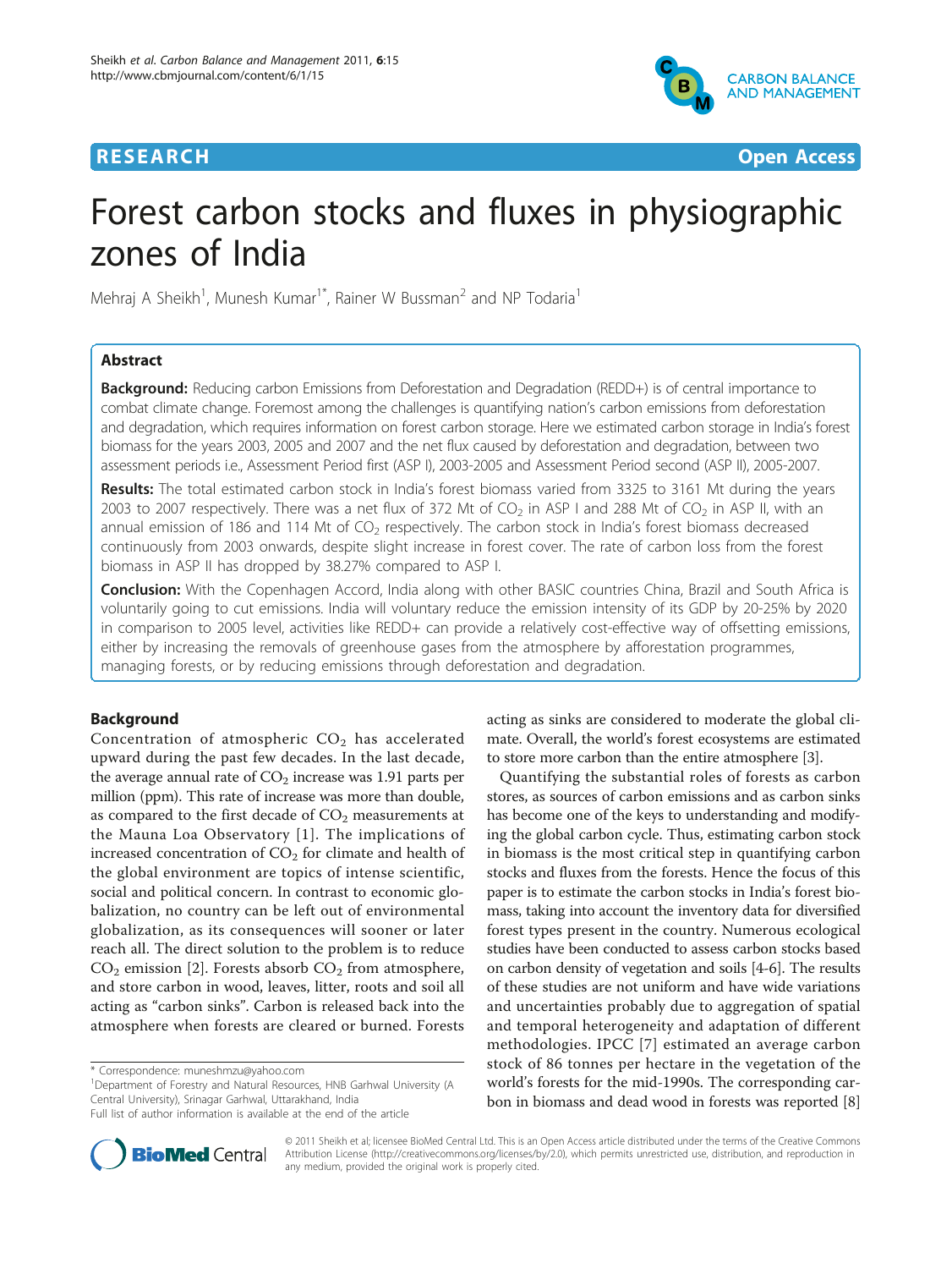RESEARCH Open Access

# Forest carbon stocks and fluxes in physiographic zones of India

Mehraj A Sheikh[1], Munesh Kumar[1*], Rainer W Bussman[2] and NP Todaria[1]

## Abstract

**Background:** Reducing carbon Emissions from Deforestation and Degradation (REDD+) is of central importance to combat climate change. Foremost among the challenges is quantifying nation's carbon emissions from deforestation and degradation, which requires information on forest carbon storage. Here we estimated carbon storage in India's forest biomass for the years 2003, 2005 and 2007 and the net flux caused by deforestation and degradation, between two assessment periods i.e., Assessment Period first (ASP I), 2003-2005 and Assessment Period second (ASP II), 2005-2007.

**Results:** The total estimated carbon stock in India's forest biomass varied from 3325 to 3161 Mt during the years 2003 to 2007 respectively. There was a net flux of 372 Mt of $CO_2$ in ASP I and 288 Mt of $CO_2$ in ASP II, with an annual emission of 186 and 114 Mt of $CO_2$ respectively. The carbon stock in India's forest biomass decreased continuously from 2003 onwards, despite slight increase in forest cover. The rate of carbon loss from the forest biomass in ASP II has dropped by 38.27% compared to ASP I.

**Conclusion:** With the Copenhagen Accord, India along with other BASIC countries China, Brazil and South Africa is voluntarily going to cut emissions. India will voluntary reduce the emission intensity of its GDP by 20-25% by 2020 in comparison to 2005 level, activities like REDD+ can provide a relatively cost-effective way of offsetting emissions, either by increasing the removals of greenhouse gases from the atmosphere by afforestation programmes, managing forests, or by reducing emissions through deforestation and degradation.

## Background

Concentration of atmospheric $CO_2$ has accelerated upward during the past few decades. In the last decade, the average annual rate of $CO_2$ increase was 1.91 parts per million (ppm). This rate of increase was more than double, as compared to the first decade of $CO_2$ measurements at the Mauna Loa Observatory [1]. The implications of increased concentration of $CO_2$ for climate and health of the global environment are topics of intense scientific, social and political concern. In contrast to economic globalization, no country can be left out of environmental globalization, as its consequences will sooner or later reach all. The direct solution to the problem is to reduce $CO_2$ emission [2]. Forests absorb $CO_2$ from atmosphere, and store carbon in wood, leaves, litter, roots and soil all acting as "carbon sinks". Carbon is released back into the atmosphere when forests are cleared or burned. Forests acting as sinks are considered to moderate the global climate. Overall, the world's forest ecosystems are estimated to store more carbon than the entire atmosphere [3].

Quantifying the substantial roles of forests as carbon stores, as sources of carbon emissions and as carbon sinks has become one of the keys to understanding and modifying the global carbon cycle. Thus, estimating carbon stock in biomass is the most critical step in quantifying carbon stocks and fluxes from the forests. Hence the focus of this paper is to estimate the carbon stocks in India's forest biomass, taking into account the inventory data for diversified forest types present in the country. Numerous ecological studies have been conducted to assess carbon stocks based on carbon density of vegetation and soils [4-6]. The results of these studies are not uniform and have wide variations and uncertainties probably due to aggregation of spatial and temporal heterogeneity and adaptation of different methodologies. IPCC [7] estimated an average carbon stock of 86 tonnes per hectare in the vegetation of the world's forests for the mid-1990s. The corresponding carbon in biomass and dead wood in forests was reported [8]

\* Correspondence: muneshmzu@yahoo.com
[1]Department of Forestry and Natural Resources, HNB Garhwal University (A Central University), Srinagar Garhwal, Uttarakhand, India
Full list of author information is available at the end of the article

© 2011 Sheikh et al; licensee BioMed Central Ltd. This is an Open Access article distributed under the terms of the Creative Commons Attribution License (http://creativecommons.org/licenses/by/2.0), which permits unrestricted use, distribution, and reproduction in any medium, provided the original work is properly cited.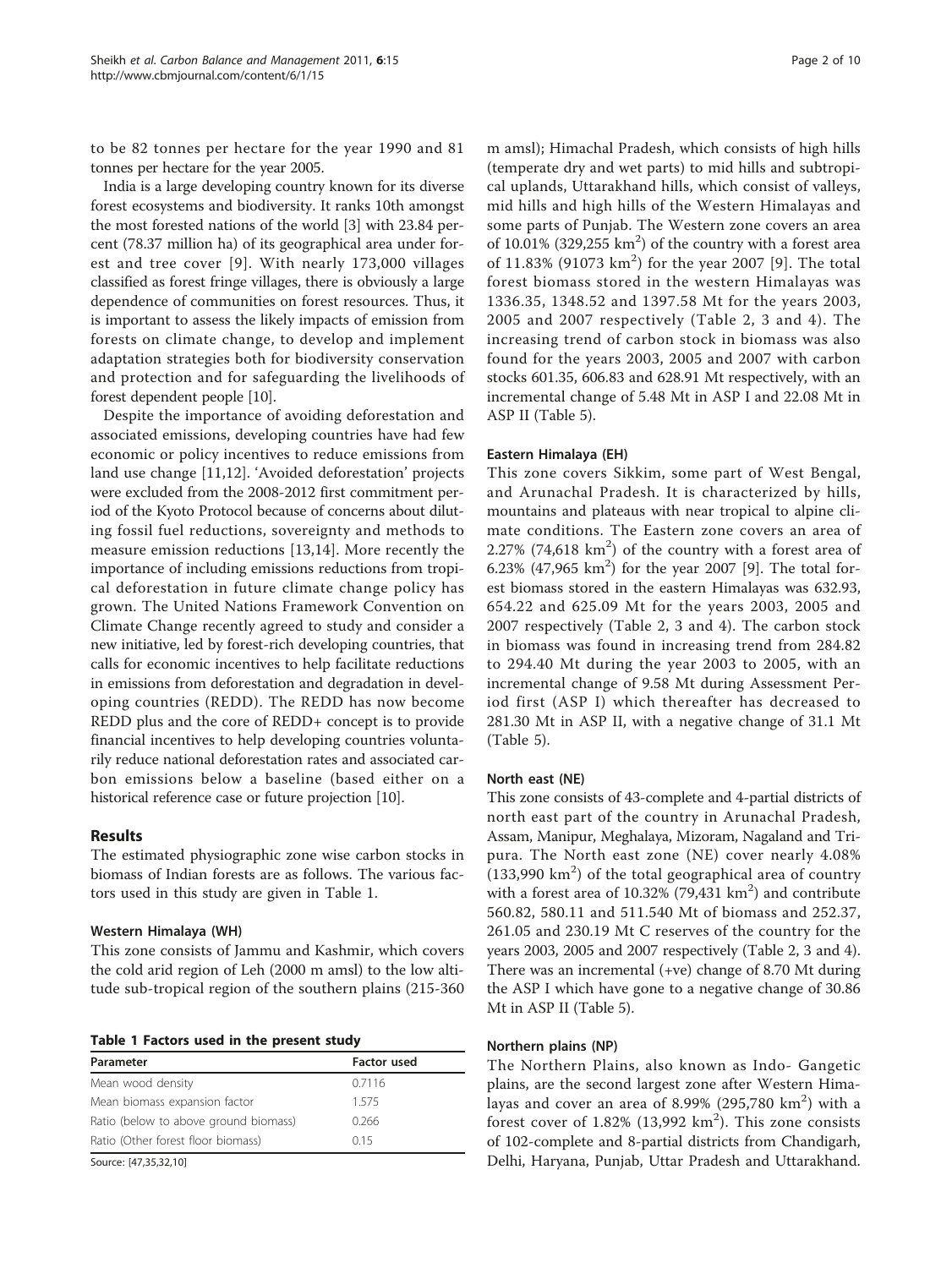to be 82 tonnes per hectare for the year 1990 and 81 tonnes per hectare for the year 2005.

India is a large developing country known for its diverse forest ecosystems and biodiversity. It ranks 10th amongst the most forested nations of the world [3] with 23.84 percent (78.37 million ha) of its geographical area under forest and tree cover [9]. With nearly 173,000 villages classified as forest fringe villages, there is obviously a large dependence of communities on forest resources. Thus, it is important to assess the likely impacts of emission from forests on climate change, to develop and implement adaptation strategies both for biodiversity conservation and protection and for safeguarding the livelihoods of forest dependent people [10].

Despite the importance of avoiding deforestation and associated emissions, developing countries have had few economic or policy incentives to reduce emissions from land use change [11,12]. 'Avoided deforestation' projects were excluded from the 2008-2012 first commitment period of the Kyoto Protocol because of concerns about diluting fossil fuel reductions, sovereignty and methods to measure emission reductions [13,14]. More recently the importance of including emissions reductions from tropical deforestation in future climate change policy has grown. The United Nations Framework Convention on Climate Change recently agreed to study and consider a new initiative, led by forest-rich developing countries, that calls for economic incentives to help facilitate reductions in emissions from deforestation and degradation in developing countries (REDD). The REDD has now become REDD plus and the core of REDD+ concept is to provide financial incentives to help developing countries voluntarily reduce national deforestation rates and associated carbon emissions below a baseline (based either on a historical reference case or future projection [10].

## Results

The estimated physiographic zone wise carbon stocks in biomass of Indian forests are as follows. The various factors used in this study are given in Table 1.

### Western Himalaya (WH)

This zone consists of Jammu and Kashmir, which covers the cold arid region of Leh (2000 m amsl) to the low altitude sub-tropical region of the southern plains (215-360 m amsl); Himachal Pradesh, which consists of high hills (temperate dry and wet parts) to mid hills and subtropical uplands, Uttarakhand hills, which consist of valleys, mid hills and high hills of the Western Himalayas and some parts of Punjab. The Western zone covers an area of 10.01% (329,255 km$^2$) of the country with a forest area of 11.83% (91073 km$^2$) for the year 2007 [9]. The total forest biomass stored in the western Himalayas was 1336.35, 1348.52 and 1397.58 Mt for the years 2003, 2005 and 2007 respectively (Table 2, 3 and 4). The increasing trend of carbon stock in biomass was also found for the years 2003, 2005 and 2007 with carbon stocks 601.35, 606.83 and 628.91 Mt respectively, with an incremental change of 5.48 Mt in ASP I and 22.08 Mt in ASP II (Table 5).

**Table 1 Factors used in the present study**

| Parameter | Factor used |
|---|---|
| Mean wood density | 0.7116 |
| Mean biomass expansion factor | 1.575 |
| Ratio (below to above ground biomass) | 0.266 |
| Ratio (Other forest floor biomass) | 0.15 |

Source: [47,35,32,10]

### Eastern Himalaya (EH)

This zone covers Sikkim, some part of West Bengal, and Arunachal Pradesh. It is characterized by hills, mountains and plateaus with near tropical to alpine climate conditions. The Eastern zone covers an area of 2.27% (74,618 km$^2$) of the country with a forest area of 6.23% (47,965 km$^2$) for the year 2007 [9]. The total forest biomass stored in the eastern Himalayas was 632.93, 654.22 and 625.09 Mt for the years 2003, 2005 and 2007 respectively (Table 2, 3 and 4). The carbon stock in biomass was found in increasing trend from 284.82 to 294.40 Mt during the year 2003 to 2005, with an incremental change of 9.58 Mt during Assessment Period first (ASP I) which thereafter has decreased to 281.30 Mt in ASP II, with a negative change of 31.1 Mt (Table 5).

### North east (NE)

This zone consists of 43-complete and 4-partial districts of north east part of the country in Arunachal Pradesh, Assam, Manipur, Meghalaya, Mizoram, Nagaland and Tripura. The North east zone (NE) cover nearly 4.08% (133,990 km$^2$) of the total geographical area of country with a forest area of 10.32% (79,431 km$^2$) and contribute 560.82, 580.11 and 511.540 Mt of biomass and 252.37, 261.05 and 230.19 Mt C reserves of the country for the years 2003, 2005 and 2007 respectively (Table 2, 3 and 4). There was an incremental (+ve) change of 8.70 Mt during the ASP I which have gone to a negative change of 30.86 Mt in ASP II (Table 5).

### Northern plains (NP)

The Northern Plains, also known as Indo- Gangetic plains, are the second largest zone after Western Himalayas and cover an area of 8.99% (295,780 km$^2$) with a forest cover of 1.82% (13,992 km$^2$). This zone consists of 102-complete and 8-partial districts from Chandigarh, Delhi, Haryana, Punjab, Uttar Pradesh and Uttarakhand.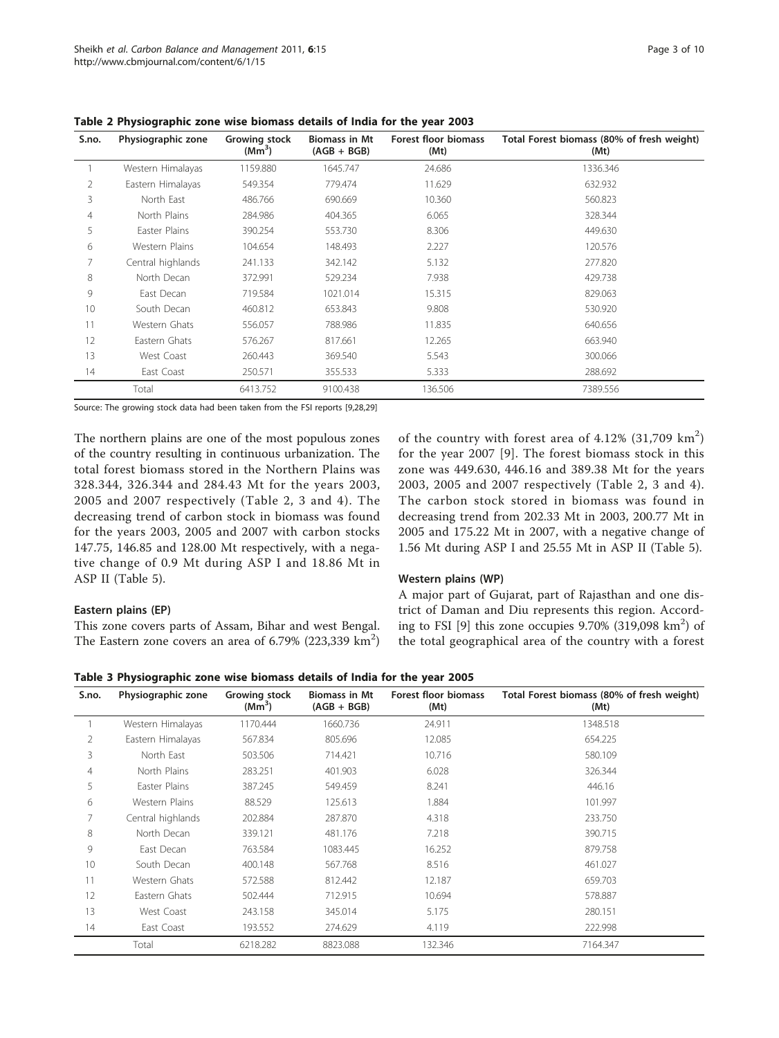**Table 2 Physiographic zone wise biomass details of India for the year 2003**

| S.no. | Physiographic zone | Growing stock ($Mm^3$) | Biomass in Mt (AGB + BGB) | Forest floor biomass (Mt) | Total Forest biomass (80% of fresh weight) (Mt) |
|---|---|---|---|---|---|
| 1 | Western Himalayas | 1159.880 | 1645.747 | 24.686 | 1336.346 |
| 2 | Eastern Himalayas | 549.354 | 779.474 | 11.629 | 632.932 |
| 3 | North East | 486.766 | 690.669 | 10.360 | 560.823 |
| 4 | North Plains | 284.986 | 404.365 | 6.065 | 328.344 |
| 5 | Easter Plains | 390.254 | 553.730 | 8.306 | 449.630 |
| 6 | Western Plains | 104.654 | 148.493 | 2.227 | 120.576 |
| 7 | Central highlands | 241.133 | 342.142 | 5.132 | 277.820 |
| 8 | North Decan | 372.991 | 529.234 | 7.938 | 429.738 |
| 9 | East Decan | 719.584 | 1021.014 | 15.315 | 829.063 |
| 10 | South Decan | 460.812 | 653.843 | 9.808 | 530.920 |
| 11 | Western Ghats | 556.057 | 788.986 | 11.835 | 640.656 |
| 12 | Eastern Ghats | 576.267 | 817.661 | 12.265 | 663.940 |
| 13 | West Coast | 260.443 | 369.540 | 5.543 | 300.066 |
| 14 | East Coast | 250.571 | 355.533 | 5.333 | 288.692 |
| | Total | 6413.752 | 9100.438 | 136.506 | 7389.556 |

Source: The growing stock data had been taken from the FSI reports [9,28,29]

The northern plains are one of the most populous zones of the country resulting in continuous urbanization. The total forest biomass stored in the Northern Plains was 328.344, 326.344 and 284.43 Mt for the years 2003, 2005 and 2007 respectively (Table 2, 3 and 4). The decreasing trend of carbon stock in biomass was found for the years 2003, 2005 and 2007 with carbon stocks 147.75, 146.85 and 128.00 Mt respectively, with a negative change of 0.9 Mt during ASP I and 18.86 Mt in ASP II (Table 5).

#### Eastern plains (EP)

This zone covers parts of Assam, Bihar and west Bengal. The Eastern zone covers an area of 6.79% (223,339 $km^2$) of the country with forest area of 4.12% (31,709 $km^2$) for the year 2007 [9]. The forest biomass stock in this zone was 449.630, 446.16 and 389.38 Mt for the years 2003, 2005 and 2007 respectively (Table 2, 3 and 4). The carbon stock stored in biomass was found in decreasing trend from 202.33 Mt in 2003, 200.77 Mt in 2005 and 175.22 Mt in 2007, with a negative change of 1.56 Mt during ASP I and 25.55 Mt in ASP II (Table 5).

#### Western plains (WP)

A major part of Gujarat, part of Rajasthan and one district of Daman and Diu represents this region. According to FSI [9] this zone occupies 9.70% (319,098 $km^2$) of the total geographical area of the country with a forest

**Table 3 Physiographic zone wise biomass details of India for the year 2005**

| S.no. | Physiographic zone | Growing stock ($Mm^3$) | Biomass in Mt (AGB + BGB) | Forest floor biomass (Mt) | Total Forest biomass (80% of fresh weight) (Mt) |
|---|---|---|---|---|---|
| 1 | Western Himalayas | 1170.444 | 1660.736 | 24.911 | 1348.518 |
| 2 | Eastern Himalayas | 567.834 | 805.696 | 12.085 | 654.225 |
| 3 | North East | 503.506 | 714.421 | 10.716 | 580.109 |
| 4 | North Plains | 283.251 | 401.903 | 6.028 | 326.344 |
| 5 | Easter Plains | 387.245 | 549.459 | 8.241 | 446.16 |
| 6 | Western Plains | 88.529 | 125.613 | 1.884 | 101.997 |
| 7 | Central highlands | 202.884 | 287.870 | 4.318 | 233.750 |
| 8 | North Decan | 339.121 | 481.176 | 7.218 | 390.715 |
| 9 | East Decan | 763.584 | 1083.445 | 16.252 | 879.758 |
| 10 | South Decan | 400.148 | 567.768 | 8.516 | 461.027 |
| 11 | Western Ghats | 572.588 | 812.442 | 12.187 | 659.703 |
| 12 | Eastern Ghats | 502.444 | 712.915 | 10.694 | 578.887 |
| 13 | West Coast | 243.158 | 345.014 | 5.175 | 280.151 |
| 14 | East Coast | 193.552 | 274.629 | 4.119 | 222.998 |
| | Total | 6218.282 | 8823.088 | 132.346 | 7164.347 |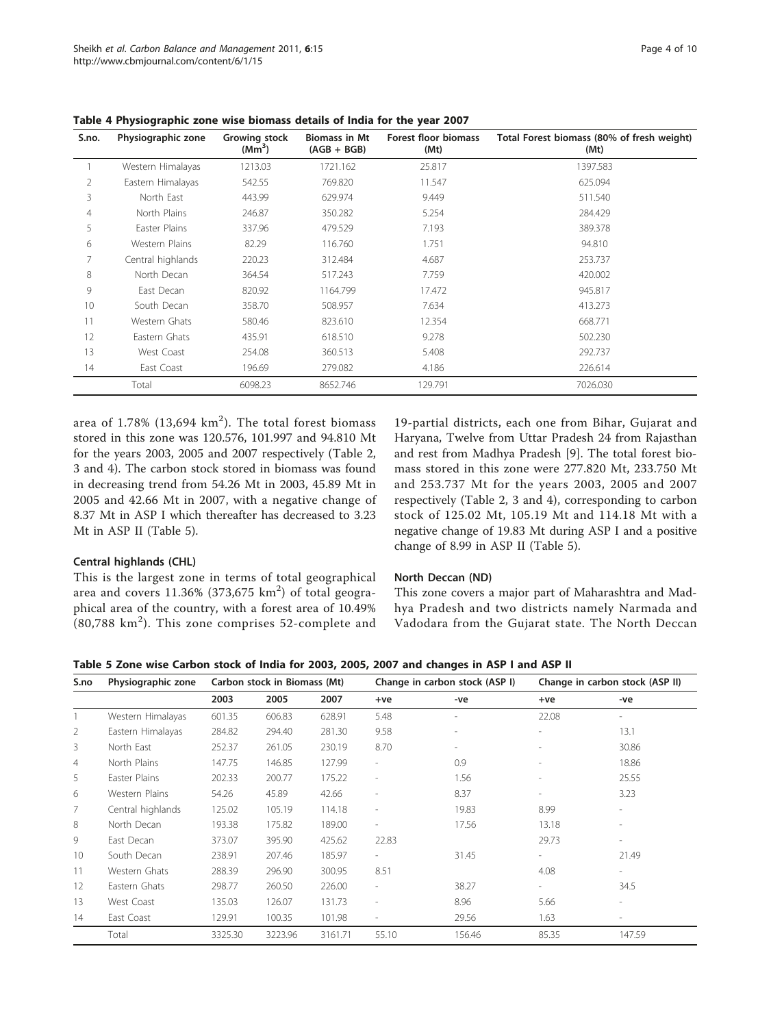**Table 4 Physiographic zone wise biomass details of India for the year 2007**

| S.no. | Physiographic zone | Growing stock ($Mm^3$) | Biomass in Mt (AGB + BGB) | Forest floor biomass (Mt) | Total Forest biomass (80% of fresh weight) (Mt) |
|---|---|---|---|---|---|
| 1 | Western Himalayas | 1213.03 | 1721.162 | 25.817 | 1397.583 |
| 2 | Eastern Himalayas | 542.55 | 769.820 | 11.547 | 625.094 |
| 3 | North East | 443.99 | 629.974 | 9.449 | 511.540 |
| 4 | North Plains | 246.87 | 350.282 | 5.254 | 284.429 |
| 5 | Easter Plains | 337.96 | 479.529 | 7.193 | 389.378 |
| 6 | Western Plains | 82.29 | 116.760 | 1.751 | 94.810 |
| 7 | Central highlands | 220.23 | 312.484 | 4.687 | 253.737 |
| 8 | North Decan | 364.54 | 517.243 | 7.759 | 420.002 |
| 9 | East Decan | 820.92 | 1164.799 | 17.472 | 945.817 |
| 10 | South Decan | 358.70 | 508.957 | 7.634 | 413.273 |
| 11 | Western Ghats | 580.46 | 823.610 | 12.354 | 668.771 |
| 12 | Eastern Ghats | 435.91 | 618.510 | 9.278 | 502.230 |
| 13 | West Coast | 254.08 | 360.513 | 5.408 | 292.737 |
| 14 | East Coast | 196.69 | 279.082 | 4.186 | 226.614 |
| | Total | 6098.23 | 8652.746 | 129.791 | 7026.030 |

area of 1.78% (13,694 $km^2$). The total forest biomass stored in this zone was 120.576, 101.997 and 94.810 Mt for the years 2003, 2005 and 2007 respectively (Table 2, 3 and 4). The carbon stock stored in biomass was found in decreasing trend from 54.26 Mt in 2003, 45.89 Mt in 2005 and 42.66 Mt in 2007, with a negative change of 8.37 Mt in ASP I which thereafter has decreased to 3.23 Mt in ASP II (Table 5).

### Central highlands (CHL)

This is the largest zone in terms of total geographical area and covers 11.36% (373,675 $km^2$) of total geographical area of the country, with a forest area of 10.49% (80,788 $km^2$). This zone comprises 52-complete and 19-partial districts, each one from Bihar, Gujarat and Haryana, Twelve from Uttar Pradesh 24 from Rajasthan and rest from Madhya Pradesh [9]. The total forest biomass stored in this zone were 277.820 Mt, 233.750 Mt and 253.737 Mt for the years 2003, 2005 and 2007 respectively (Table 2, 3 and 4), corresponding to carbon stock of 125.02 Mt, 105.19 Mt and 114.18 Mt with a negative change of 19.83 Mt during ASP I and a positive change of 8.99 in ASP II (Table 5).

### North Deccan (ND)

This zone covers a major part of Maharashtra and Madhya Pradesh and two districts namely Narmada and Vadodara from the Gujarat state. The North Deccan

**Table 5 Zone wise Carbon stock of India for 2003, 2005, 2007 and changes in ASP I and ASP II**

| S.no | Physiographic zone | Carbon stock in Biomass (Mt) | | | Change in carbon stock (ASP I) | | Change in carbon stock (ASP II) | |
|---|---|---|---|---|---|---|---|---|
| | | 2003 | 2005 | 2007 | +ve | -ve | +ve | -ve |
| 1 | Western Himalayas | 601.35 | 606.83 | 628.91 | 5.48 | - | 22.08 | - |
| 2 | Eastern Himalayas | 284.82 | 294.40 | 281.30 | 9.58 | - | - | 13.1 |
| 3 | North East | 252.37 | 261.05 | 230.19 | 8.70 | - | - | 30.86 |
| 4 | North Plains | 147.75 | 146.85 | 127.99 | - | 0.9 | - | 18.86 |
| 5 | Easter Plains | 202.33 | 200.77 | 175.22 | - | 1.56 | - | 25.55 |
| 6 | Western Plains | 54.26 | 45.89 | 42.66 | - | 8.37 | - | 3.23 |
| 7 | Central highlands | 125.02 | 105.19 | 114.18 | - | 19.83 | 8.99 | - |
| 8 | North Decan | 193.38 | 175.82 | 189.00 | - | 17.56 | 13.18 | - |
| 9 | East Decan | 373.07 | 395.90 | 425.62 | 22.83 | | 29.73 | - |
| 10 | South Decan | 238.91 | 207.46 | 185.97 | - | 31.45 | - | 21.49 |
| 11 | Western Ghats | 288.39 | 296.90 | 300.95 | 8.51 | | 4.08 | - |
| 12 | Eastern Ghats | 298.77 | 260.50 | 226.00 | - | 38.27 | - | 34.5 |
| 13 | West Coast | 135.03 | 126.07 | 131.73 | - | 8.96 | 5.66 | - |
| 14 | East Coast | 129.91 | 100.35 | 101.98 | - | 29.56 | 1.63 | - |
| | Total | 3325.30 | 3223.96 | 3161.71 | 55.10 | 156.46 | 85.35 | 147.59 |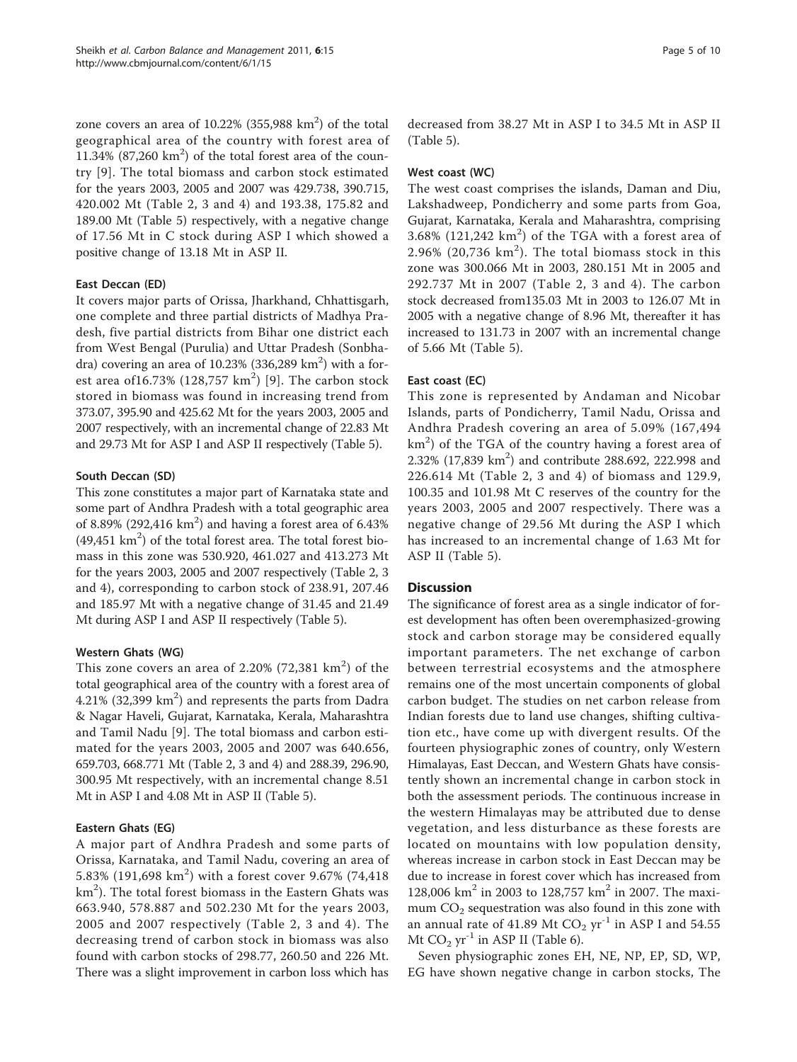zone covers an area of 10.22% (355,988 $km^2$) of the total geographical area of the country with forest area of 11.34% (87,260 $km^2$) of the total forest area of the country [9]. The total biomass and carbon stock estimated for the years 2003, 2005 and 2007 was 429.738, 390.715, 420.002 Mt (Table 2, 3 and 4) and 193.38, 175.82 and 189.00 Mt (Table 5) respectively, with a negative change of 17.56 Mt in C stock during ASP I which showed a positive change of 13.18 Mt in ASP II.

### East Deccan (ED)

It covers major parts of Orissa, Jharkhand, Chhattisgarh, one complete and three partial districts of Madhya Pradesh, five partial districts from Bihar one district each from West Bengal (Purulia) and Uttar Pradesh (Sonbhadra) covering an area of 10.23% (336,289 $km^2$) with a forest area of16.73% (128,757 $km^2$) [9]. The carbon stock stored in biomass was found in increasing trend from 373.07, 395.90 and 425.62 Mt for the years 2003, 2005 and 2007 respectively, with an incremental change of 22.83 Mt and 29.73 Mt for ASP I and ASP II respectively (Table 5).

### South Deccan (SD)

This zone constitutes a major part of Karnataka state and some part of Andhra Pradesh with a total geographic area of 8.89% (292,416 $km^2$) and having a forest area of 6.43% (49,451 $km^2$) of the total forest area. The total forest biomass in this zone was 530.920, 461.027 and 413.273 Mt for the years 2003, 2005 and 2007 respectively (Table 2, 3 and 4), corresponding to carbon stock of 238.91, 207.46 and 185.97 Mt with a negative change of 31.45 and 21.49 Mt during ASP I and ASP II respectively (Table 5).

### Western Ghats (WG)

This zone covers an area of 2.20% (72,381 $km^2$) of the total geographical area of the country with a forest area of 4.21% (32,399 $km^2$) and represents the parts from Dadra & Nagar Haveli, Gujarat, Karnataka, Kerala, Maharashtra and Tamil Nadu [9]. The total biomass and carbon estimated for the years 2003, 2005 and 2007 was 640.656, 659.703, 668.771 Mt (Table 2, 3 and 4) and 288.39, 296.90, 300.95 Mt respectively, with an incremental change 8.51 Mt in ASP I and 4.08 Mt in ASP II (Table 5).

### Eastern Ghats (EG)

A major part of Andhra Pradesh and some parts of Orissa, Karnataka, and Tamil Nadu, covering an area of 5.83% (191,698 $km^2$) with a forest cover 9.67% (74,418 $km^2$). The total forest biomass in the Eastern Ghats was 663.940, 578.887 and 502.230 Mt for the years 2003, 2005 and 2007 respectively (Table 2, 3 and 4). The decreasing trend of carbon stock in biomass was also found with carbon stocks of 298.77, 260.50 and 226 Mt. There was a slight improvement in carbon loss which has decreased from 38.27 Mt in ASP I to 34.5 Mt in ASP II (Table 5).

### West coast (WC)

The west coast comprises the islands, Daman and Diu, Lakshadweep, Pondicherry and some parts from Goa, Gujarat, Karnataka, Kerala and Maharashtra, comprising 3.68% (121,242 $km^2$) of the TGA with a forest area of 2.96% (20,736 $km^2$). The total biomass stock in this zone was 300.066 Mt in 2003, 280.151 Mt in 2005 and 292.737 Mt in 2007 (Table 2, 3 and 4). The carbon stock decreased from135.03 Mt in 2003 to 126.07 Mt in 2005 with a negative change of 8.96 Mt, thereafter it has increased to 131.73 in 2007 with an incremental change of 5.66 Mt (Table 5).

### East coast (EC)

This zone is represented by Andaman and Nicobar Islands, parts of Pondicherry, Tamil Nadu, Orissa and Andhra Pradesh covering an area of 5.09% (167,494 $km^2$) of the TGA of the country having a forest area of 2.32% (17,839 $km^2$) and contribute 288.692, 222.998 and 226.614 Mt (Table 2, 3 and 4) of biomass and 129.9, 100.35 and 101.98 Mt C reserves of the country for the years 2003, 2005 and 2007 respectively. There was a negative change of 29.56 Mt during the ASP I which has increased to an incremental change of 1.63 Mt for ASP II (Table 5).

## Discussion

The significance of forest area as a single indicator of forest development has often been overemphasized-growing stock and carbon storage may be considered equally important parameters. The net exchange of carbon between terrestrial ecosystems and the atmosphere remains one of the most uncertain components of global carbon budget. The studies on net carbon release from Indian forests due to land use changes, shifting cultivation etc., have come up with divergent results. Of the fourteen physiographic zones of country, only Western Himalayas, East Deccan, and Western Ghats have consistently shown an incremental change in carbon stock in both the assessment periods. The continuous increase in the western Himalayas may be attributed due to dense vegetation, and less disturbance as these forests are located on mountains with low population density, whereas increase in carbon stock in East Deccan may be due to increase in forest cover which has increased from 128,006 $km^2$ in 2003 to 128,757 $km^2$ in 2007. The maximum $CO_2$ sequestration was also found in this zone with an annual rate of 41.89 Mt $CO_2$ $yr^{-1}$ in ASP I and 54.55 Mt $CO_2$ $yr^{-1}$ in ASP II (Table 6).

Seven physiographic zones EH, NE, NP, EP, SD, WP, EG have shown negative change in carbon stocks, The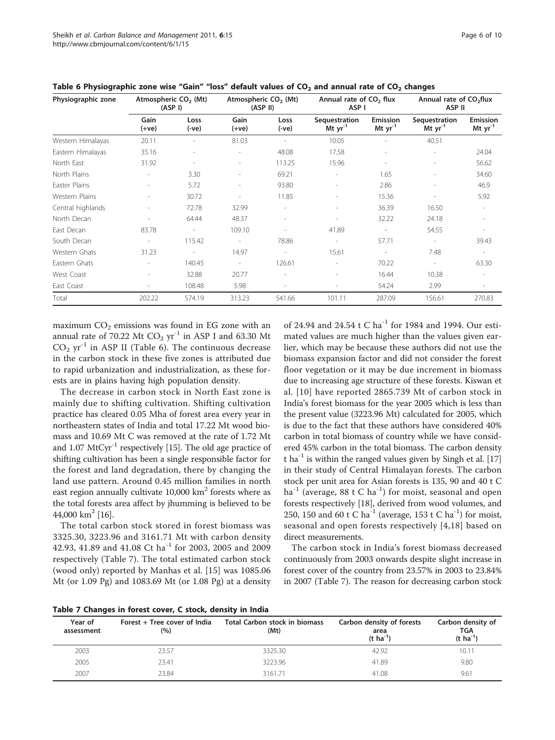Table 6 Physiographic zone wise "Gain" "loss" default values of $CO_2$ and annual rate of $CO_2$ changes

| Physiographic zone | Atmospheric $CO_2$ (Mt) (ASP I) | | Atmospheric $CO_2$ (Mt) (ASP II) | | Annual rate of $CO_2$ flux ASP I | | Annual rate of $CO_2$flux ASP II | |
|---|---|---|---|---|---|---|---|---|
| | Gain (+ve) | Loss (-ve) | Gain (+ve) | Loss (-ve) | Sequestration Mt $yr^{-1}$ | Emission Mt $yr^{-1}$ | Sequestration Mt $yr^{-1}$ | Emission Mt $yr^{-1}$ |
| Western Himalayas | 20.11 | - | 81.03 | - | 10.05 | - | 40.51 | |
| Eastern Himalayas | 35.16 | - | - | 48.08 | 17.58 | - | - | 24.04 |
| North East | 31.92 | - | - | 113.25 | 15.96 | - | - | 56.62 |
| North Plains | - | 3.30 | - | 69.21 | - | 1.65 | - | 34.60 |
| Easter Plains | - | 5.72 | - | 93.80 | - | 2.86 | - | 46.9 |
| Western Plains | - | 30.72 | - | 11.85 | - | 15.36 | - | 5.92 |
| Central highlands | - | 72.78 | 32.99 | - | - | 36.39 | 16.50 | - |
| North Decan | - | 64.44 | 48.37 | - | - | 32.22 | 24.18 | - |
| East Decan | 83.78 | - | 109.10 | - | 41.89 | - | 54.55 | - |
| South Decan | - | 115.42 | - | 78.86 | - | 57.71 | - | 39.43 |
| Western Ghats | 31.23 | - | 14.97 | - | 15.61 | - | 7.48 | - |
| Eastern Ghats | - | 140.45 | - | 126.61 | - | 70.22 | - | 63.30 |
| West Coast | - | 32.88 | 20.77 | - | - | 16.44 | 10.38 | - |
| East Coast | - | 108.48 | 5.98 | - | - | 54.24 | 2.99 | - |
| Total | 202.22 | 574.19 | 313.23 | 541.66 | 101.11 | 287.09 | 156.61 | 270.83 |

maximum $CO_2$ emissions was found in EG zone with an annual rate of 70.22 Mt $CO_2$ $yr^{-1}$ in ASP I and 63.30 Mt $CO_2$ $yr^{-1}$ in ASP II (Table 6). The continuous decrease in the carbon stock in these five zones is attributed due to rapid urbanization and industrialization, as these forests are in plains having high population density.

The decrease in carbon stock in North East zone is mainly due to shifting cultivation. Shifting cultivation practice has cleared 0.05 Mha of forest area every year in northeastern states of India and total 17.22 Mt wood biomass and 10.69 Mt C was removed at the rate of 1.72 Mt and 1.07 $MtCyr^{-1}$ respectively [15]. The old age practice of shifting cultivation has been a single responsible factor for the forest and land degradation, there by changing the land use pattern. Around 0.45 million families in north east region annually cultivate 10,000 $km^2$ forests where as the total forests area affect by jhumming is believed to be 44,000 $km^2$ [16].

The total carbon stock stored in forest biomass was 3325.30, 3223.96 and 3161.71 Mt with carbon density 42.93, 41.89 and 41.08 Ct $ha^{-1}$ for 2003, 2005 and 2009 respectively (Table 7). The total estimated carbon stock (wood only) reported by Manhas et al. [15] was 1085.06 Mt (or 1.09 Pg) and 1083.69 Mt (or 1.08 Pg) at a density of 24.94 and 24.54 t C $ha^{-1}$ for 1984 and 1994. Our estimated values are much higher than the values given earlier, which may be because these authors did not use the biomass expansion factor and did not consider the forest floor vegetation or it may be due increment in biomass due to increasing age structure of these forests. Kiswan et al. [10] have reported 2865.739 Mt of carbon stock in India's forest biomass for the year 2005 which is less than the present value (3223.96 Mt) calculated for 2005, which is due to the fact that these authors have considered 40% carbon in total biomass of country while we have considered 45% carbon in the total biomass. The carbon density t $ha^{-1}$ is within the ranged values given by Singh et al. [17] in their study of Central Himalayan forests. The carbon stock per unit area for Asian forests is 135, 90 and 40 t C $ha^{-1}$ (average, 88 t C $ha^{-1}$) for moist, seasonal and open forests respectively [18], derived from wood volumes, and 250, 150 and 60 t C $ha^{-1}$ (average, 153 t C $ha^{-1}$) for moist, seasonal and open forests respectively [4,18] based on direct measurements.

The carbon stock in India's forest biomass decreased continuously from 2003 onwards despite slight increase in forest cover of the country from 23.57% in 2003 to 23.84% in 2007 (Table 7). The reason for decreasing carbon stock

Table 7 Changes in forest cover, C stock, density in India

| Year of assessment | Forest + Tree cover of India (%) | Total Carbon stock in biomass (Mt) | Carbon density of forests area (t $ha^{-1}$) | Carbon density of TGA (t $ha^{-1}$) |
|---|---|---|---|---|
| 2003 | 23.57 | 3325.30 | 42.92 | 10.11 |
| 2005 | 23.41 | 3223.96 | 41.89 | 9.80 |
| 2007 | 23.84 | 3161.71 | 41.08 | 9.61 |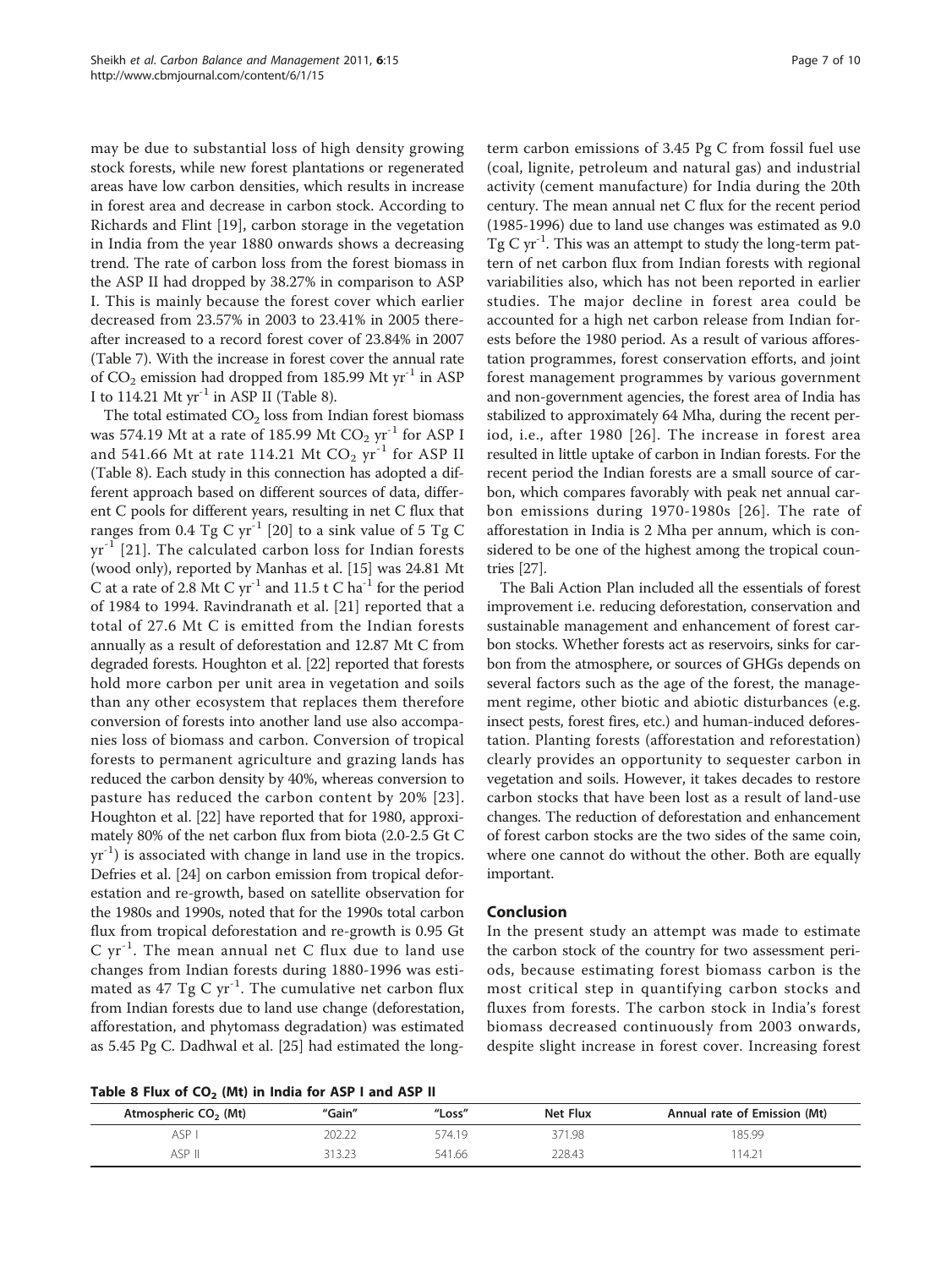may be due to substantial loss of high density growing stock forests, while new forest plantations or regenerated areas have low carbon densities, which results in increase in forest area and decrease in carbon stock. According to Richards and Flint [19], carbon storage in the vegetation in India from the year 1880 onwards shows a decreasing trend. The rate of carbon loss from the forest biomass in the ASP II had dropped by 38.27% in comparison to ASP I. This is mainly because the forest cover which earlier decreased from 23.57% in 2003 to 23.41% in 2005 thereafter increased to a record forest cover of 23.84% in 2007 (Table 7). With the increase in forest cover the annual rate of $CO_2$ emission had dropped from 185.99 Mt $yr^{-1}$ in ASP I to 114.21 Mt $yr^{-1}$ in ASP II (Table 8).

The total estimated $CO_2$ loss from Indian forest biomass was 574.19 Mt at a rate of 185.99 Mt $CO_2$ $yr^{-1}$ for ASP I and 541.66 Mt at rate 114.21 Mt $CO_2$ $yr^{-1}$ for ASP II (Table 8). Each study in this connection has adopted a different approach based on different sources of data, different C pools for different years, resulting in net C flux that ranges from 0.4 Tg C $yr^{-1}$ [20] to a sink value of 5 Tg C $yr^{-1}$ [21]. The calculated carbon loss for Indian forests (wood only), reported by Manhas et al. [15] was 24.81 Mt C at a rate of 2.8 Mt C $yr^{-1}$ and 11.5 t C $ha^{-1}$ for the period of 1984 to 1994. Ravindranath et al. [21] reported that a total of 27.6 Mt C is emitted from the Indian forests annually as a result of deforestation and 12.87 Mt C from degraded forests. Houghton et al. [22] reported that forests hold more carbon per unit area in vegetation and soils than any other ecosystem that replaces them therefore conversion of forests into another land use also accompanies loss of biomass and carbon. Conversion of tropical forests to permanent agriculture and grazing lands has reduced the carbon density by 40%, whereas conversion to pasture has reduced the carbon content by 20% [23]. Houghton et al. [22] have reported that for 1980, approximately 80% of the net carbon flux from biota (2.0-2.5 Gt C $yr^{-1}$) is associated with change in land use in the tropics. Defries et al. [24] on carbon emission from tropical deforestation and re-growth, based on satellite observation for the 1980s and 1990s, noted that for the 1990s total carbon flux from tropical deforestation and re-growth is 0.95 Gt C $yr^{-1}$. The mean annual net C flux due to land use changes from Indian forests during 1880-1996 was estimated as 47 Tg C $yr^{-1}$. The cumulative net carbon flux from Indian forests due to land use change (deforestation, afforestation, and phytomass degradation) was estimated as 5.45 Pg C. Dadhwal et al. [25] had estimated the long-term carbon emissions of 3.45 Pg C from fossil fuel use (coal, lignite, petroleum and natural gas) and industrial activity (cement manufacture) for India during the 20th century. The mean annual net C flux for the recent period (1985-1996) due to land use changes was estimated as 9.0 Tg C $yr^{-1}$. This was an attempt to study the long-term pattern of net carbon flux from Indian forests with regional variabilities also, which has not been reported in earlier studies. The major decline in forest area could be accounted for a high net carbon release from Indian forests before the 1980 period. As a result of various afforestation programmes, forest conservation efforts, and joint forest management programmes by various government and non-government agencies, the forest area of India has stabilized to approximately 64 Mha, during the recent period, i.e., after 1980 [26]. The increase in forest area resulted in little uptake of carbon in Indian forests. For the recent period the Indian forests are a small source of carbon, which compares favorably with peak net annual carbon emissions during 1970-1980s [26]. The rate of afforestation in India is 2 Mha per annum, which is considered to be one of the highest among the tropical countries [27].

The Bali Action Plan included all the essentials of forest improvement i.e. reducing deforestation, conservation and sustainable management and enhancement of forest carbon stocks. Whether forests act as reservoirs, sinks for carbon from the atmosphere, or sources of GHGs depends on several factors such as the age of the forest, the management regime, other biotic and abiotic disturbances (e.g. insect pests, forest fires, etc.) and human-induced deforestation. Planting forests (afforestation and reforestation) clearly provides an opportunity to sequester carbon in vegetation and soils. However, it takes decades to restore carbon stocks that have been lost as a result of land-use changes. The reduction of deforestation and enhancement of forest carbon stocks are the two sides of the same coin, where one cannot do without the other. Both are equally important.

## Conclusion

In the present study an attempt was made to estimate the carbon stock of the country for two assessment periods, because estimating forest biomass carbon is the most critical step in quantifying carbon stocks and fluxes from forests. The carbon stock in India's forest biomass decreased continuously from 2003 onwards, despite slight increase in forest cover. Increasing forest

**Table 8 Flux of $CO_2$ (Mt) in India for ASP I and ASP II**

| Atmospheric $CO_2$ (Mt) | "Gain" | "Loss" | Net Flux | Annual rate of Emission (Mt) |
|---|---|---|---|---|
| ASP I | 202.22 | 574.19 | 371.98 | 185.99 |
| ASP II | 313.23 | 541.66 | 228.43 | 114.21 |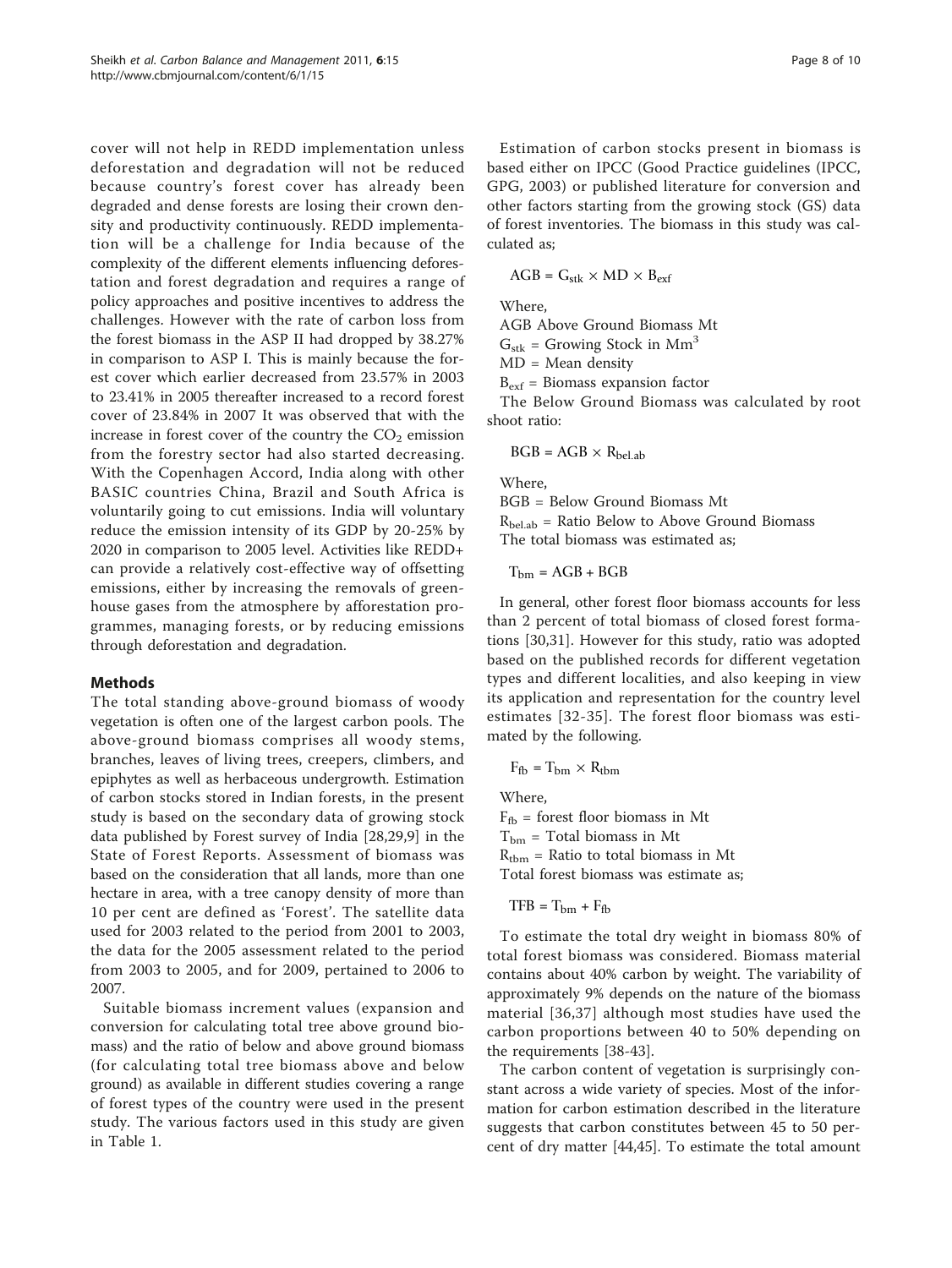cover will not help in REDD implementation unless deforestation and degradation will not be reduced because country's forest cover has already been degraded and dense forests are losing their crown density and productivity continuously. REDD implementation will be a challenge for India because of the complexity of the different elements influencing deforestation and forest degradation and requires a range of policy approaches and positive incentives to address the challenges. However with the rate of carbon loss from the forest biomass in the ASP II had dropped by 38.27% in comparison to ASP I. This is mainly because the forest cover which earlier decreased from 23.57% in 2003 to 23.41% in 2005 thereafter increased to a record forest cover of 23.84% in 2007 It was observed that with the increase in forest cover of the country the $CO_2$ emission from the forestry sector had also started decreasing. With the Copenhagen Accord, India along with other BASIC countries China, Brazil and South Africa is voluntarily going to cut emissions. India will voluntary reduce the emission intensity of its GDP by 20-25% by 2020 in comparison to 2005 level. Activities like REDD+ can provide a relatively cost-effective way of offsetting emissions, either by increasing the removals of greenhouse gases from the atmosphere by afforestation programmes, managing forests, or by reducing emissions through deforestation and degradation.

## Methods

The total standing above-ground biomass of woody vegetation is often one of the largest carbon pools. The above-ground biomass comprises all woody stems, branches, leaves of living trees, creepers, climbers, and epiphytes as well as herbaceous undergrowth. Estimation of carbon stocks stored in Indian forests, in the present study is based on the secondary data of growing stock data published by Forest survey of India [28,29,9] in the State of Forest Reports. Assessment of biomass was based on the consideration that all lands, more than one hectare in area, with a tree canopy density of more than 10 per cent are defined as 'Forest'. The satellite data used for 2003 related to the period from 2001 to 2003, the data for the 2005 assessment related to the period from 2003 to 2005, and for 2009, pertained to 2006 to 2007.

Suitable biomass increment values (expansion and conversion for calculating total tree above ground biomass) and the ratio of below and above ground biomass (for calculating total tree biomass above and below ground) as available in different studies covering a range of forest types of the country were used in the present study. The various factors used in this study are given in Table 1.

Estimation of carbon stocks present in biomass is based either on IPCC (Good Practice guidelines (IPCC, GPG, 2003) or published literature for conversion and other factors starting from the growing stock (GS) data of forest inventories. The biomass in this study was calculated as;

$$AGB = G_{stk} \times MD \times B_{exf}$$

Where,

AGB Above Ground Biomass Mt

$G_{stk}$ = Growing Stock in $Mm^3$

MD = Mean density

$B_{exf}$ = Biomass expansion factor

The Below Ground Biomass was calculated by root shoot ratio:

$$BGB = AGB \times R_{bel.ab}$$

Where,

BGB = Below Ground Biomass Mt

$R_{bel.ab}$ = Ratio Below to Above Ground Biomass

The total biomass was estimated as;

$$T_{bm} = AGB + BGB$$

In general, other forest floor biomass accounts for less than 2 percent of total biomass of closed forest formations [30,31]. However for this study, ratio was adopted based on the published records for different vegetation types and different localities, and also keeping in view its application and representation for the country level estimates [32-35]. The forest floor biomass was estimated by the following.

$$F_{fb} = T_{bm} \times R_{tbm}$$

Where,

$F_{fb}$ = forest floor biomass in Mt

$T_{bm}$ = Total biomass in Mt

$R_{tbm}$ = Ratio to total biomass in Mt

Total forest biomass was estimate as;

$$TFB = T_{bm} + F_{fb}$$

To estimate the total dry weight in biomass 80% of total forest biomass was considered. Biomass material contains about 40% carbon by weight. The variability of approximately 9% depends on the nature of the biomass material [36,37] although most studies have used the carbon proportions between 40 to 50% depending on the requirements [38-43].

The carbon content of vegetation is surprisingly constant across a wide variety of species. Most of the information for carbon estimation described in the literature suggests that carbon constitutes between 45 to 50 percent of dry matter [44,45]. To estimate the total amount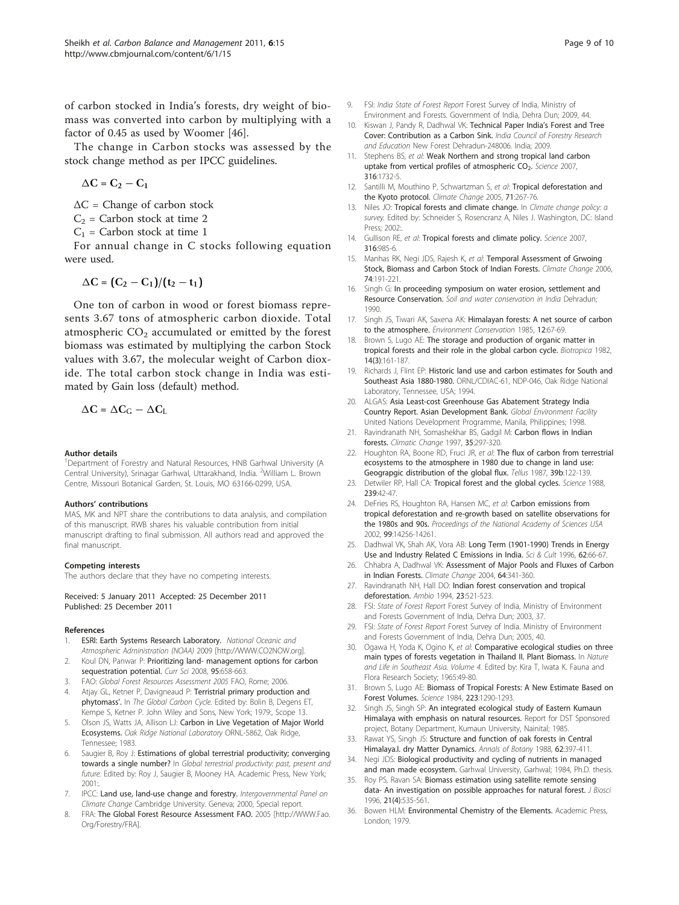of carbon stocked in India's forests, dry weight of biomass was converted into carbon by multiplying with a factor of 0.45 as used by Woomer [46].

The change in Carbon stocks was assessed by the stock change method as per IPCC guidelines.

$$\Delta C = C_2 - C_1$$

$\Delta C$ = Change of carbon stock

$C_2$ = Carbon stock at time 2

$C_1$ = Carbon stock at time 1

For annual change in C stocks following equation were used.

$$\Delta C = (C_2 - C_1)/(t_2 - t_1)$$

One ton of carbon in wood or forest biomass represents 3.67 tons of atmospheric carbon dioxide. Total atmospheric $CO_2$ accumulated or emitted by the forest biomass was estimated by multiplying the carbon Stock values with 3.67, the molecular weight of Carbon dioxide. The total carbon stock change in India was estimated by Gain loss (default) method.

$$\Delta C = \Delta C_G - \Delta C_L$$

#### Author details

[1]Department of Forestry and Natural Resources, HNB Garhwal University (A Central University), Srinagar Garhwal, Uttarakhand, India. [2]William L. Brown Centre, Missouri Botanical Garden, St. Louis, MO 63166-0299, USA.

#### Authors' contributions

MAS, MK and NPT share the contributions to data analysis, and compilation of this manuscript. RWB shares his valuable contribution from initial manuscript drafting to final submission. All authors read and approved the final manuscript.

#### Competing interests

The authors declare that they have no competing interests.

Received: 5 January 2011 Accepted: 25 December 2011
Published: 25 December 2011

#### References

1. **ESRI: Earth Systems Research Laboratory.** *National Oceanic and Atmospheric Administration (NOAA)* 2009 [http://WWW.CO2NOW.org].
2. Koul DN, Panwar P: **Prioritizing land- management options for carbon sequestration potential.** *Curr Sci* 2008, **95**:658-663.
3. FAO: *Global Forest Resources Assessment 2005* FAO, Rome; 2006.
4. Atjay GL, Ketner P, Davigneaud P: **Terristrial primary production and phytomass'.** In *The Global Carbon Cycle.* Edited by: Bolin B, Degens ET, Kempe S, Ketner P. John Wiley and Sons, New York; 1979:, Scope 13.
5. Olson JS, Watts JA, Allison LJ: **Carbon in Live Vegetation of Major World Ecosystems.** *Oak Ridge National Laboratory* ORNL-5862, Oak Ridge, Tennessee; 1983.
6. Saugier B, Roy J: **Estimations of global terrestrial productivity; converging towards a single number?** In *Global terrestrial productivity: past, present and future.* Edited by: Roy J, Saugier B, Mooney HA. Academic Press, New York; 2001:.
7. IPCC: **Land use, land-use change and forestry.** *Intergovernmental Panel on Climate Change* Cambridge University. Geneva; 2000, Special report.
8. FRA: **The Global Forest Resource Assessment FAO.** 2005 [http://WWW.Fao.Org/Forestry/FRA].
9. FSI: *India State of Forest Report* Forest Survey of India, Ministry of Environment and Forests. Government of India, Dehra Dun; 2009, 44.
10. Kiswan J, Pandy R, Dadhwal VK: **Technical Paper India's Forest and Tree Cover: Contribution as a Carbon Sink.** *India Council of Forestry Research and Education* New Forest Dehradun-248006. India; 2009.
11. Stephens BS, *et al*: **Weak Northern and strong tropical land carbon uptake from vertical profiles of atmospheric $CO_2$.** *Science* 2007, **316**:1732-5.
12. Santilli M, Mouthino P, Schwartzman S, *et al*: **Tropical deforestation and the Kyoto protocol.** *Climate Change* 2005, **71**:267-76.
13. Niles JO: **Tropical forests and climate change.** In *Climate change policy: a survey.* Edited by: Schneider S, Rosencranz A, Niles J. Washington, DC: Island Press; 2002:.
14. Gullison RE, *et al*: **Tropical forests and climate policy.** *Science* 2007, **316**:985-6.
15. Manhas RK, Negi JDS, Rajesh K, *et al*: **Temporal Assessment of Grwoing Stock, Biomass and Carbon Stock of Indian Forests.** *Climate Change* 2006, **74**:191-221.
16. Singh G: **In proceeding symposium on water erosion, settlement and Resource Conservation.** *Soil and water conservation in India* Dehradun; 1990.
17. Singh JS, Tiwari AK, Saxena AK: **Himalayan forests: A net source of carbon to the atmosphere.** *Environment Conservation* 1985, **12**:67-69.
18. Brown S, Lugo AE: **The storage and production of organic matter in tropical forests and their role in the global carbon cycle.** *Biotropica* 1982, **14(3)**:161-187.
19. Richards J, Flint EP: **Historic land use and carbon estimates for South and Southeast Asia 1880-1980.** ORNL/CDIAC-61, NDP-046, Oak Ridge National Laboratory, Tennessee, USA; 1994.
20. ALGAS: **Asia Least-cost Greenhouse Gas Abatement Strategy India Country Report. Asian Development Bank.** *Global Environment Facility* United Nations Development Programme, Manila, Philippines; 1998.
21. Ravindranath NH, Somashekhar BS, Gadgil M: **Carbon flows in Indian forests.** *Climatic Change* 1997, **35**:297-320.
22. Houghton RA, Boone RD, Fruci JR, *et al*: **The flux of carbon from terrestrial ecosystems to the atmosphere in 1980 due to change in land use: Geograpgic distribution of the global flux.** *Tellus* 1987, **39b**:122-139.
23. Detwiler RP, Hall CA: **Tropical forest and the global cycles.** *Science* 1988, **239**:42-47.
24. DeFries RS, Houghton RA, Hansen MC, *et al*: **Carbon emissions from tropical deforestation and re-growth based on satellite observations for the 1980s and 90s.** *Proceedings of the National Academy of Sciences USA* 2002, **99**:14256-14261.
25. Dadhwal VK, Shah AK, Vora AB: **Long Term (1901-1990) Trends in Energy Use and Industry Related C Emissions in India.** *Sci & Cult* 1996, **62**:66-67.
26. Chhabra A, Dadhwal VK: **Assessment of Major Pools and Fluxes of Carbon in Indian Forests.** *Climate Change* 2004, **64**:341-360.
27. Ravindranath NH, Hall DO: **Indian forest conservation and tropical deforestation.** *Ambio* 1994, **23**:521-523.
28. FSI: *State of Forest Report* Forest Survey of India, Ministry of Environment and Forests Government of India, Dehra Dun; 2003, 37.
29. FSI: *State of Forest Report* Forest Survey of India. Ministry of Environment and Forests Government of India, Dehra Dun; 2005, 40.
30. Ogawa H, Yoda K, Ogino K, *et al*: **Comparative ecological studies on three main types of forests vegetation in Thailand II. Plant Biomass.** In *Nature and Life in Southeast Asia. Volume 4.* Edited by: Kira T, Iwata K. Fauna and Flora Research Society; 1965:49-80.
31. Brown S, Lugo AE: **Biomass of Tropical Forests: A New Estimate Based on Forest Volumes.** *Science* 1984, **223**:1290-1293.
32. Singh JS, Singh SP: **An integrated ecological study of Eastern Kumaun Himalaya with emphasis on natural resources.** Report for DST Sponsored project, Botany Department, Kumaun University, Nainital; 1985.
33. Rawat YS, Singh JS: **Structure and function of oak forests in Central Himalaya.I. dry Matter Dynamics.** *Annals of Botany* 1988, **62**:397-411.
34. Negi JDS: **Biological productivity and cycling of nutrients in managed and man made ecosystem.** Garhwal University, Garhwal; 1984, Ph.D. thesis.
35. Roy PS, Ravan SA: **Biomass estimation using satellite remote sensing data- An investigation on possible approaches for natural forest.** *J Biosci* 1996, **21(4)**:535-561.
36. Bowen HLM: **Environmental Chemistry of the Elements.** Academic Press, London; 1979.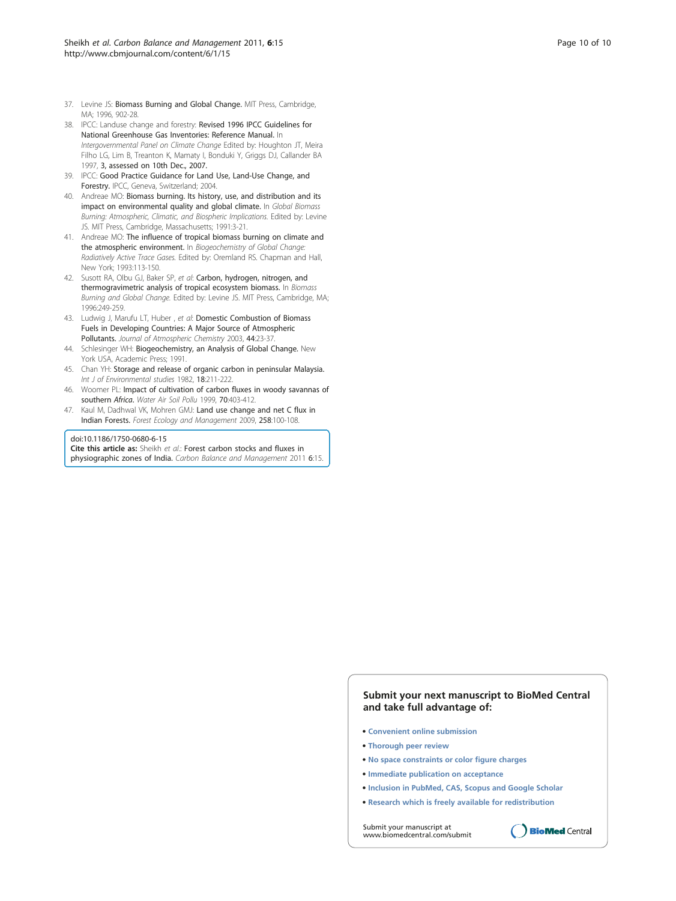37. Levine JS: **Biomass Burning and Global Change.** MIT Press, Cambridge, MA; 1996, 902-28.
38. IPCC: Landuse change and forestry: **Revised 1996 IPCC Guidelines for National Greenhouse Gas Inventories: Reference Manual.** In *Intergovernmental Panel on Climate Change* Edited by: Houghton JT, Meira Filho LG, Lim B, Treanton K, Mamaty I, Bonduki Y, Griggs DJ, Callander BA 1997, **3**, **assessed on 10th Dec., 2007.**
39. IPCC: **Good Practice Guidance for Land Use, Land-Use Change, and Forestry.** IPCC, Geneva, Switzerland; 2004.
40. Andreae MO: **Biomass burning. Its history, use, and distribution and its impact on environmental quality and global climate.** In *Global Biomass Burning: Atmospheric, Climatic, and Biospheric Implications.* Edited by: Levine JS. MIT Press, Cambridge, Massachusetts; 1991:3-21.
41. Andreae MO: **The influence of tropical biomass burning on climate and the atmospheric environment.** In *Biogeochemistry of Global Change: Radiatively Active Trace Gases.* Edited by: Oremland RS. Chapman and Hall, New York; 1993:113-150.
42. Susott RA, Olbu GJ, Baker SP, *et al*: **Carbon, hydrogen, nitrogen, and thermogravimetric analysis of tropical ecosystem biomass.** In *Biomass Burning and Global Change.* Edited by: Levine JS. MIT Press, Cambridge, MA; 1996:249-259.
43. Ludwig J, Marufu LT, Huber , *et al*: **Domestic Combustion of Biomass Fuels in Developing Countries: A Major Source of Atmospheric Pollutants.** *Journal of Atmospheric Chemistry* 2003, **44**:23-37.
44. Schlesinger WH: **Biogeochemistry, an Analysis of Global Change.** New York USA, Academic Press; 1991.
45. Chan YH: **Storage and release of organic carbon in peninsular Malaysia.** *Int J of Environmental studies* 1982, **18**:211-222.
46. Woomer PL: **Impact of cultivation of carbon fluxes in woody savannas of southern *Africa*.** *Water Air Soil Pollu* 1999, **70**:403-412.
47. Kaul M, Dadhwal VK, Mohren GMJ: **Land use change and net C flux in Indian Forests.** *Forest Ecology and Management* 2009, **258**:100-108.

doi:10.1186/1750-0680-6-15
**Cite this article as:** Sheikh *et al.*: **Forest carbon stocks and fluxes in physiographic zones of India.** *Carbon Balance and Management* 2011 **6**:15.

**Submit your next manuscript to BioMed Central and take full advantage of:**

- Convenient online submission
- Thorough peer review
- No space constraints or color figure charges
- Immediate publication on acceptance
- Inclusion in PubMed, CAS, Scopus and Google Scholar
- Research which is freely available for redistribution

Submit your manuscript at
www.biomedcentral.com/submit

BioMed Central